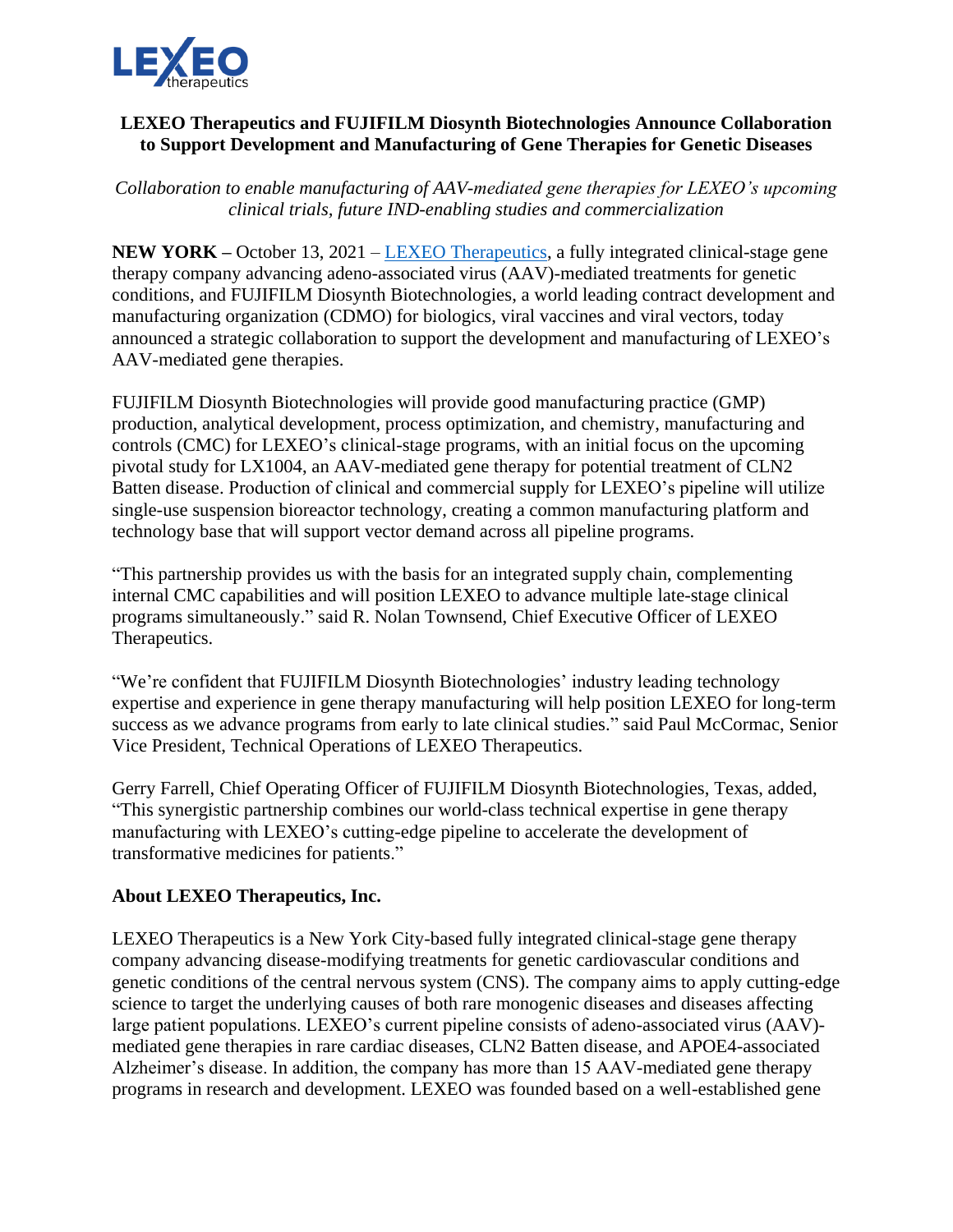**LEXEO Therapeutics and FUJIFILM Diosynth Biotechnologies Announce Collaboration to Support Development and Manufacturing of Gene Therapies for Genetic Diseases**

*Collaboration to enable manufacturing of AAV-mediated gene therapies for LEXEO's upcoming clinical trials, future IND-enabling studies and commercialization*

**NEW YORK –** October 13, 2021 – [LEXEO Therapeutics](), a fully integrated clinical-stage gene therapy company advancing adeno-associated virus (AAV)-mediated treatments for genetic conditions, and FUJIFILM Diosynth Biotechnologies, a world leading contract development and manufacturing organization (CDMO) for biologics, viral vaccines and viral vectors, today announced a strategic collaboration to support the development and manufacturing of LEXEO's AAV-mediated gene therapies.

FUJIFILM Diosynth Biotechnologies will provide good manufacturing practice (GMP) production, analytical development, process optimization, and chemistry, manufacturing and controls (CMC) for LEXEO's clinical-stage programs, with an initial focus on the upcoming pivotal study for LX1004, an AAV-mediated gene therapy for potential treatment of CLN2 Batten disease. Production of clinical and commercial supply for LEXEO's pipeline will utilize single-use suspension bioreactor technology, creating a common manufacturing platform and technology base that will support vector demand across all pipeline programs.

"This partnership provides us with the basis for an integrated supply chain, complementing internal CMC capabilities and will position LEXEO to advance multiple late-stage clinical programs simultaneously." said R. Nolan Townsend, Chief Executive Officer of LEXEO Therapeutics.

"We're confident that FUJIFILM Diosynth Biotechnologies' industry leading technology expertise and experience in gene therapy manufacturing will help position LEXEO for long-term success as we advance programs from early to late clinical studies." said Paul McCormac, Senior Vice President, Technical Operations of LEXEO Therapeutics.

Gerry Farrell, Chief Operating Officer of FUJIFILM Diosynth Biotechnologies, Texas, added, "This synergistic partnership combines our world-class technical expertise in gene therapy manufacturing with LEXEO's cutting-edge pipeline to accelerate the development of transformative medicines for patients."

**About LEXEO Therapeutics, Inc.**

LEXEO Therapeutics is a New York City-based fully integrated clinical-stage gene therapy company advancing disease-modifying treatments for genetic cardiovascular conditions and genetic conditions of the central nervous system (CNS). The company aims to apply cutting-edge science to target the underlying causes of both rare monogenic diseases and diseases affecting large patient populations. LEXEO's current pipeline consists of adeno-associated virus (AAV)-mediated gene therapies in rare cardiac diseases, CLN2 Batten disease, and APOE4-associated Alzheimer's disease. In addition, the company has more than 15 AAV-mediated gene therapy programs in research and development. LEXEO was founded based on a well-established gene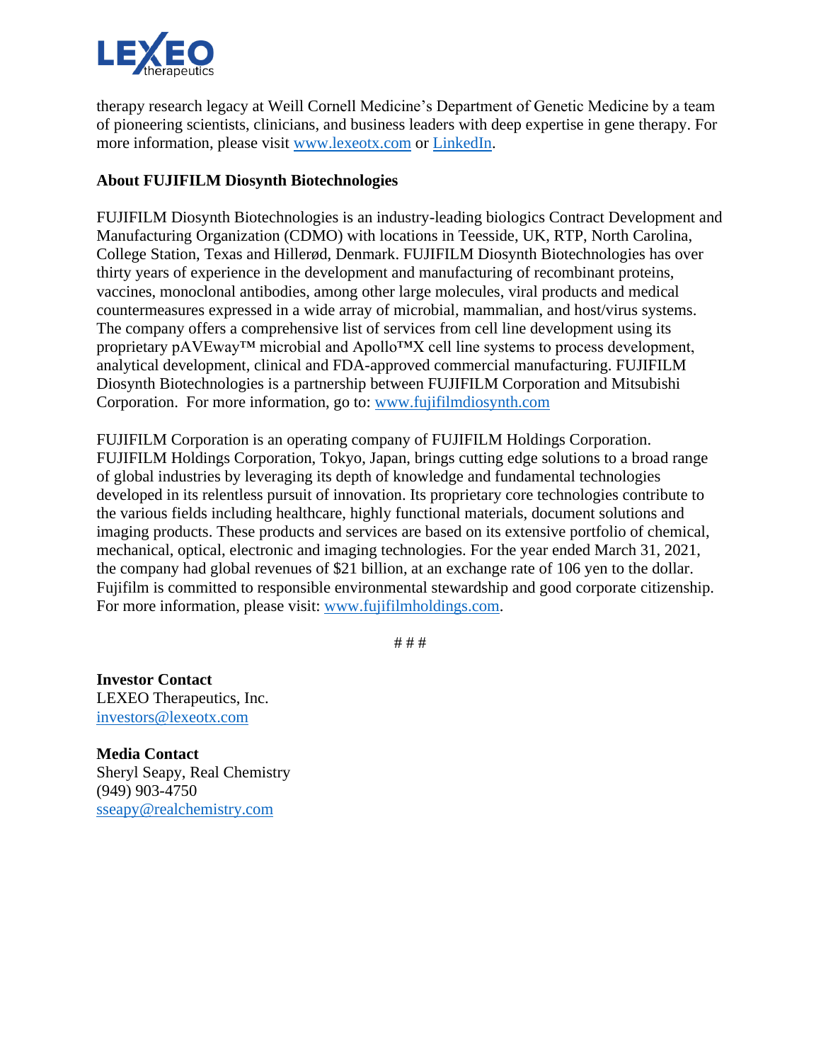therapy research legacy at Weill Cornell Medicine's Department of Genetic Medicine by a team of pioneering scientists, clinicians, and business leaders with deep expertise in gene therapy. For more information, please visit [www.lexeotx.com](http://www.lexeotx.com) or [LinkedIn](#).

**About FUJIFILM Diosynth Biotechnologies**

FUJIFILM Diosynth Biotechnologies is an industry-leading biologics Contract Development and Manufacturing Organization (CDMO) with locations in Teesside, UK, RTP, North Carolina, College Station, Texas and Hillerød, Denmark. FUJIFILM Diosynth Biotechnologies has over thirty years of experience in the development and manufacturing of recombinant proteins, vaccines, monoclonal antibodies, among other large molecules, viral products and medical countermeasures expressed in a wide array of microbial, mammalian, and host/virus systems. The company offers a comprehensive list of services from cell line development using its proprietary pAVEway™ microbial and Apollo™X cell line systems to process development, analytical development, clinical and FDA-approved commercial manufacturing. FUJIFILM Diosynth Biotechnologies is a partnership between FUJIFILM Corporation and Mitsubishi Corporation. For more information, go to: [www.fujifilmdiosynth.com](http://www.fujifilmdiosynth.com)

FUJIFILM Corporation is an operating company of FUJIFILM Holdings Corporation. FUJIFILM Holdings Corporation, Tokyo, Japan, brings cutting edge solutions to a broad range of global industries by leveraging its depth of knowledge and fundamental technologies developed in its relentless pursuit of innovation. Its proprietary core technologies contribute to the various fields including healthcare, highly functional materials, document solutions and imaging products. These products and services are based on its extensive portfolio of chemical, mechanical, optical, electronic and imaging technologies. For the year ended March 31, 2021, the company had global revenues of $21 billion, at an exchange rate of 106 yen to the dollar. Fujifilm is committed to responsible environmental stewardship and good corporate citizenship. For more information, please visit: [www.fujifilmholdings.com](http://www.fujifilmholdings.com).

# # #

**Investor Contact**
LEXEO Therapeutics, Inc.
[investors@lexeotx.com](mailto:investors@lexeotx.com)

**Media Contact**
Sheryl Seapy, Real Chemistry
(949) 903-4750
[sseapy@realchemistry.com](mailto:sseapy@realchemistry.com)